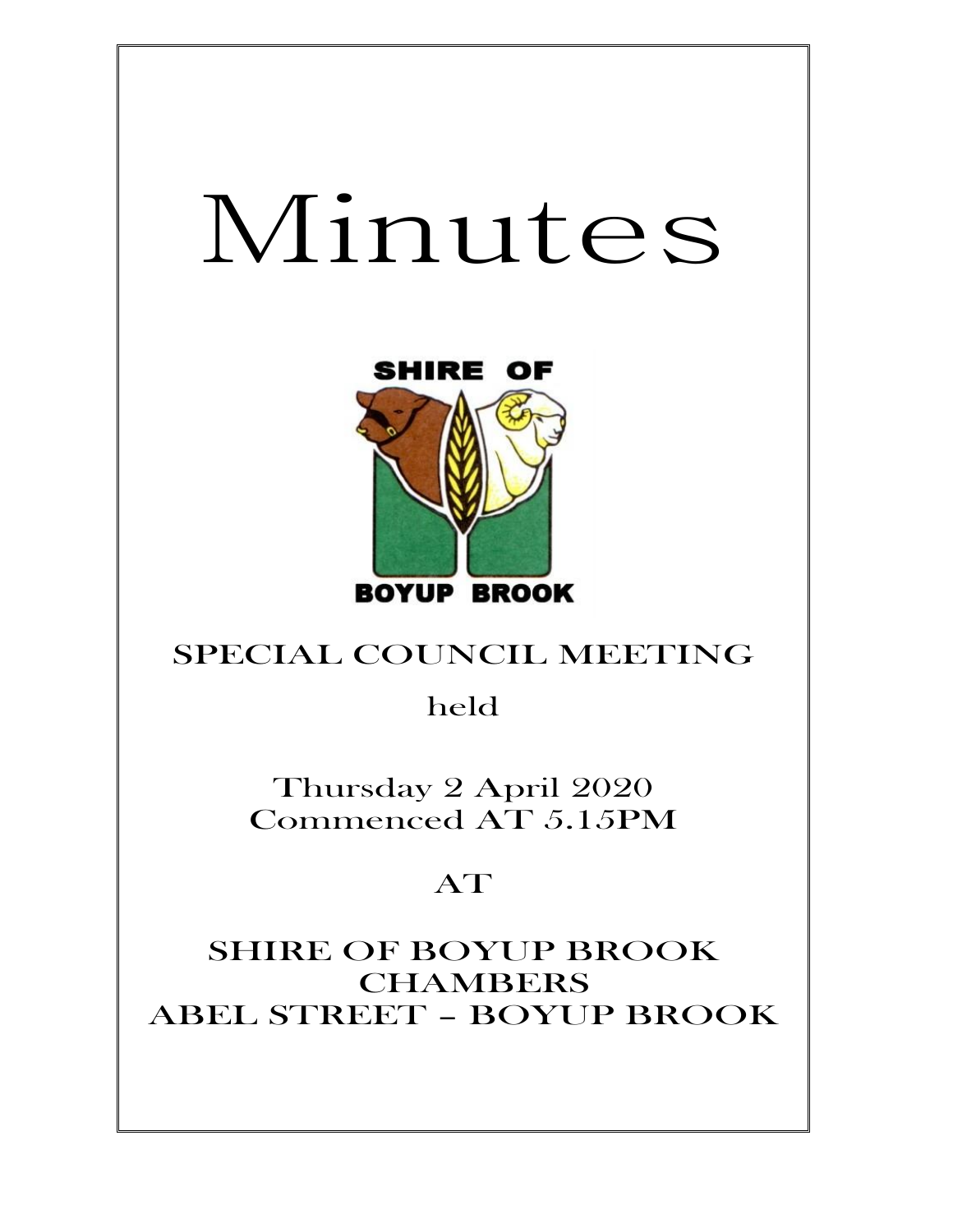# Minutes

SHIRE OF

BOYUP BROOK

## SPECIAL COUNCIL MEETING

held

Thursday 2 April 2020
Commenced AT 5.15PM

AT

SHIRE OF BOYUP BROOK
CHAMBERS
ABEL STREET – BOYUP BROOK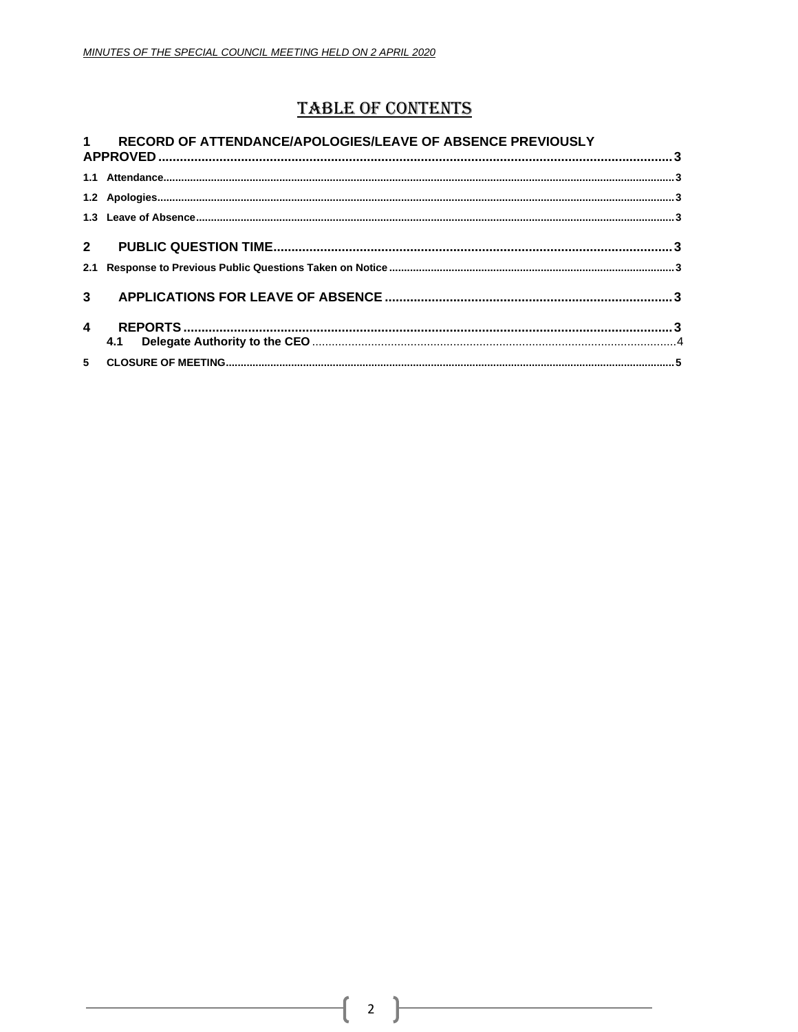# TABLE OF CONTENTS

**1 RECORD OF ATTENDANCE/APOLOGIES/LEAVE OF ABSENCE PREVIOUSLY APPROVED .......... 3**

**1.1 Attendance .......... 3**

**1.2 Apologies .......... 3**

**1.3 Leave of Absence .......... 3**

**2 PUBLIC QUESTION TIME .......... 3**

**2.1 Response to Previous Public Questions Taken on Notice .......... 3**

**3 APPLICATIONS FOR LEAVE OF ABSENCE .......... 3**

**4 REPORTS .......... 3**

**4.1 Delegate Authority to the CEO** .......... 4

**5 CLOSURE OF MEETING .......... 5**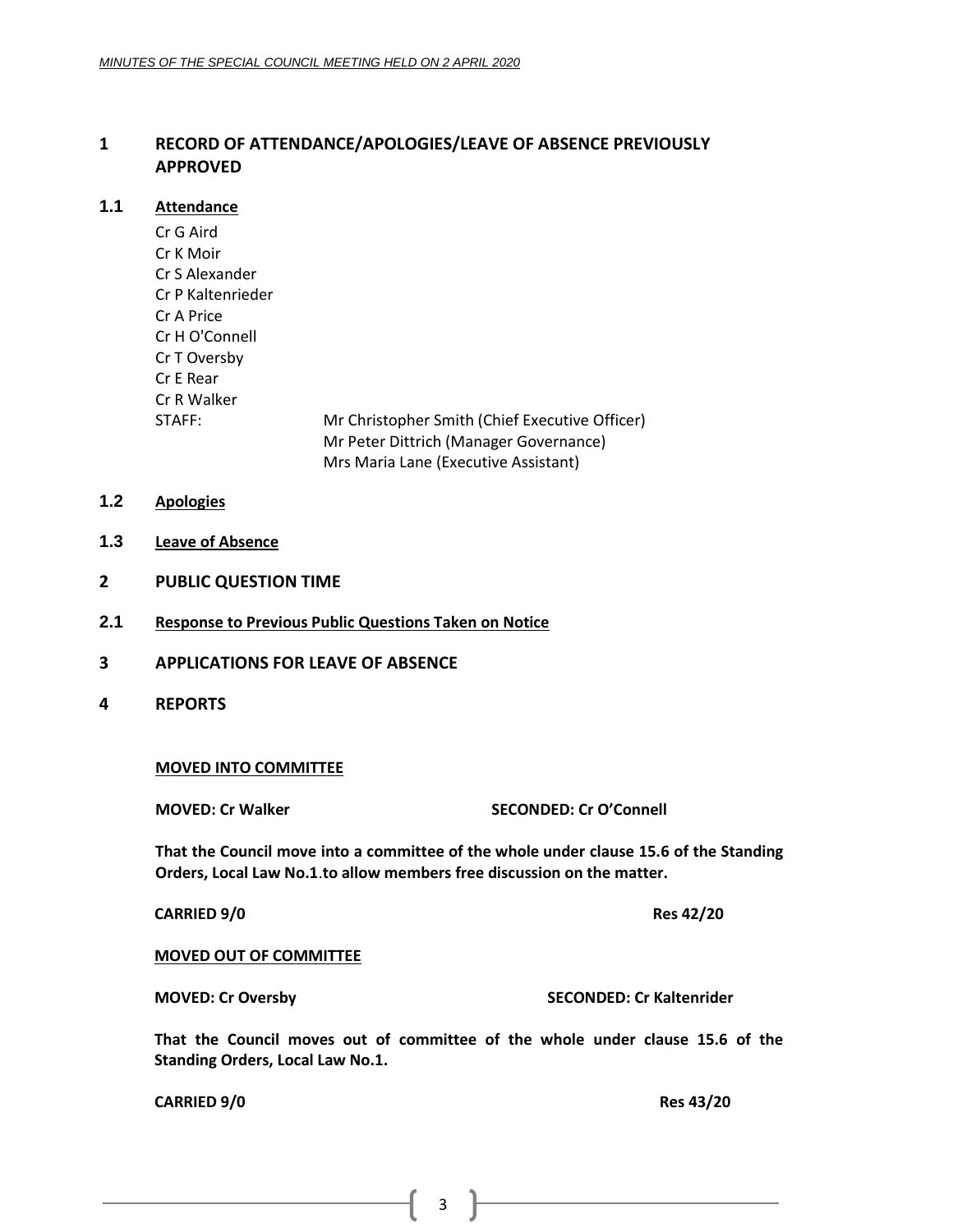## 1 RECORD OF ATTENDANCE/APOLOGIES/LEAVE OF ABSENCE PREVIOUSLY APPROVED

### 1.1 Attendance

Cr G Aird
Cr K Moir
Cr S Alexander
Cr P Kaltenrieder
Cr A Price
Cr H O'Connell
Cr T Oversby
Cr E Rear
Cr R Walker

STAFF: Mr Christopher Smith (Chief Executive Officer)
Mr Peter Dittrich (Manager Governance)
Mrs Maria Lane (Executive Assistant)

### 1.2 Apologies

### 1.3 Leave of Absence

## 2 PUBLIC QUESTION TIME

### 2.1 Response to Previous Public Questions Taken on Notice

## 3 APPLICATIONS FOR LEAVE OF ABSENCE

## 4 REPORTS

**MOVED INTO COMMITTEE**

**MOVED: Cr Walker** **SECONDED: Cr O'Connell**

**That the Council move into a committee of the whole under clause 15.6 of the Standing Orders, Local Law No.1.to allow members free discussion on the matter.**

**CARRIED 9/0** **Res 42/20**

**MOVED OUT OF COMMITTEE**

**MOVED: Cr Oversby** **SECONDED: Cr Kaltenrider**

**That the Council moves out of committee of the whole under clause 15.6 of the Standing Orders, Local Law No.1.**

**CARRIED 9/0** **Res 43/20**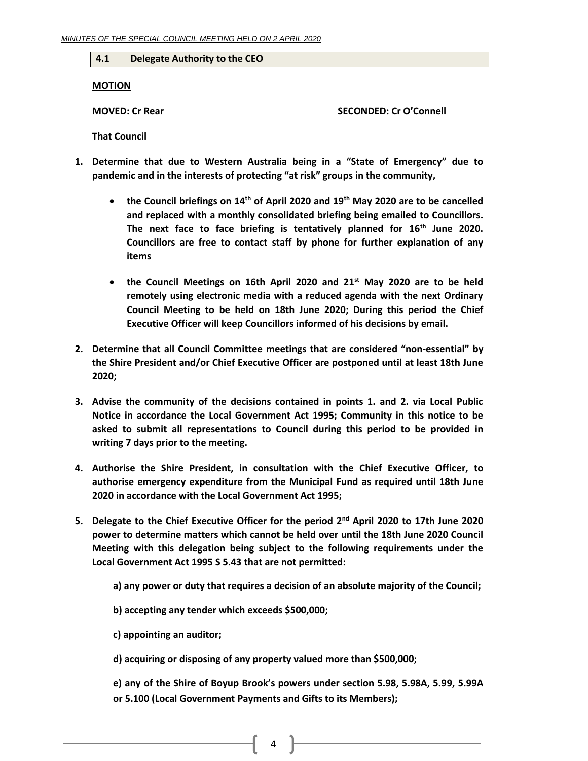## 4.1 Delegate Authority to the CEO

**MOTION**

**MOVED: Cr Rear** **SECONDED: Cr O'Connell**

**That Council**

1. **Determine that due to Western Australia being in a "State of Emergency" due to pandemic and in the interests of protecting "at risk" groups in the community,**

   - **the Council briefings on 14th of April 2020 and 19th May 2020 are to be cancelled and replaced with a monthly consolidated briefing being emailed to Councillors. The next face to face briefing is tentatively planned for 16th June 2020. Councillors are free to contact staff by phone for further explanation of any items**

   - **the Council Meetings on 16th April 2020 and 21st May 2020 are to be held remotely using electronic media with a reduced agenda with the next Ordinary Council Meeting to be held on 18th June 2020; During this period the Chief Executive Officer will keep Councillors informed of his decisions by email.**

2. **Determine that all Council Committee meetings that are considered "non-essential" by the Shire President and/or Chief Executive Officer are postponed until at least 18th June 2020;**

3. **Advise the community of the decisions contained in points 1. and 2. via Local Public Notice in accordance the Local Government Act 1995; Community in this notice to be asked to submit all representations to Council during this period to be provided in writing 7 days prior to the meeting.**

4. **Authorise the Shire President, in consultation with the Chief Executive Officer, to authorise emergency expenditure from the Municipal Fund as required until 18th June 2020 in accordance with the Local Government Act 1995;**

5. **Delegate to the Chief Executive Officer for the period 2nd April 2020 to 17th June 2020 power to determine matters which cannot be held over until the 18th June 2020 Council Meeting with this delegation being subject to the following requirements under the Local Government Act 1995 S 5.43 that are not permitted:**

   **a) any power or duty that requires a decision of an absolute majority of the Council;**

   **b) accepting any tender which exceeds $500,000;**

   **c) appointing an auditor;**

   **d) acquiring or disposing of any property valued more than $500,000;**

   **e) any of the Shire of Boyup Brook's powers under section 5.98, 5.98A, 5.99, 5.99A or 5.100 (Local Government Payments and Gifts to its Members);**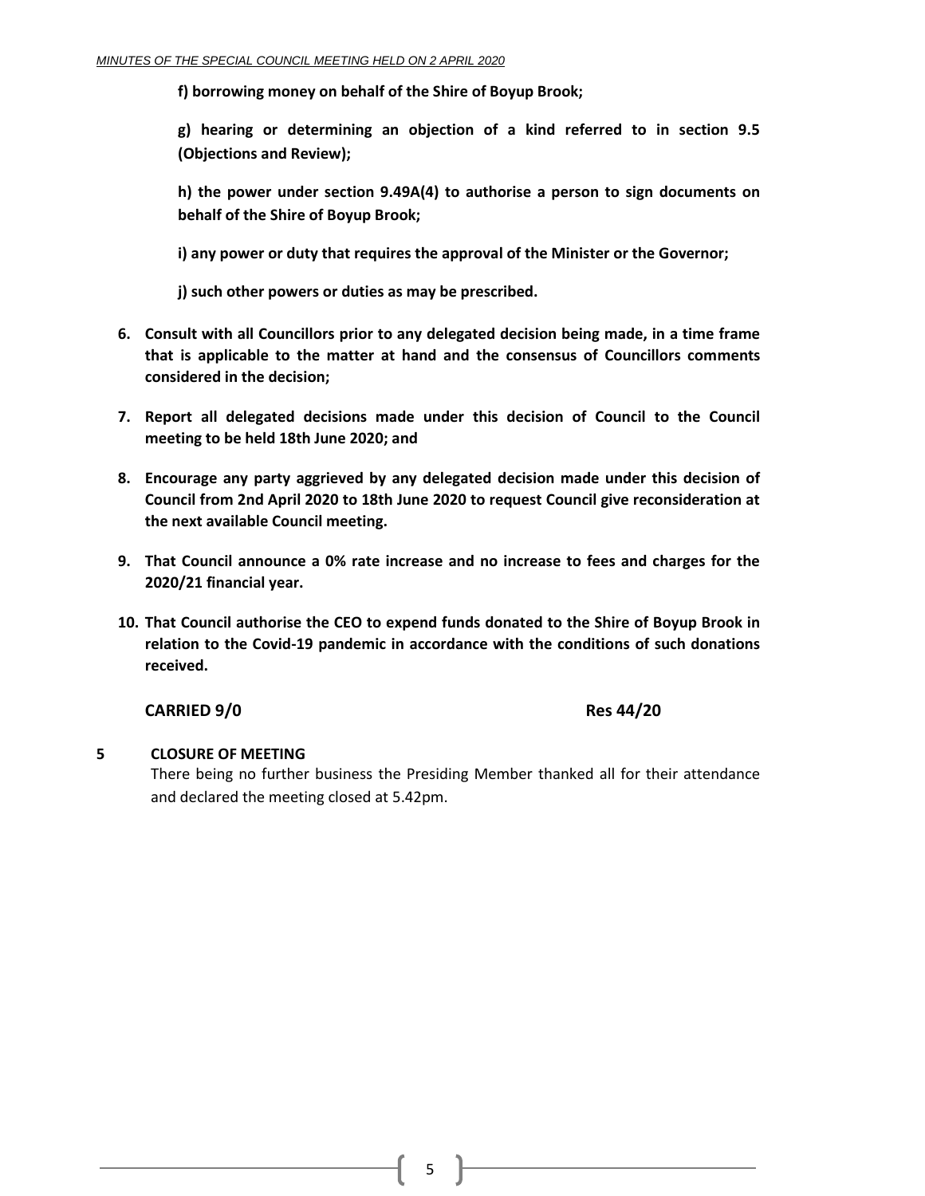**f) borrowing money on behalf of the Shire of Boyup Brook;**

**g) hearing or determining an objection of a kind referred to in section 9.5 (Objections and Review);**

**h) the power under section 9.49A(4) to authorise a person to sign documents on behalf of the Shire of Boyup Brook;**

**i) any power or duty that requires the approval of the Minister or the Governor;**

**j) such other powers or duties as may be prescribed.**

6. **Consult with all Councillors prior to any delegated decision being made, in a time frame that is applicable to the matter at hand and the consensus of Councillors comments considered in the decision;**
7. **Report all delegated decisions made under this decision of Council to the Council meeting to be held 18th June 2020; and**
8. **Encourage any party aggrieved by any delegated decision made under this decision of Council from 2nd April 2020 to 18th June 2020 to request Council give reconsideration at the next available Council meeting.**
9. **That Council announce a 0% rate increase and no increase to fees and charges for the 2020/21 financial year.**
10. **That Council authorise the CEO to expend funds donated to the Shire of Boyup Brook in relation to the Covid-19 pandemic in accordance with the conditions of such donations received.**

**CARRIED 9/0** **Res 44/20**

## 5 CLOSURE OF MEETING

There being no further business the Presiding Member thanked all for their attendance and declared the meeting closed at 5.42pm.